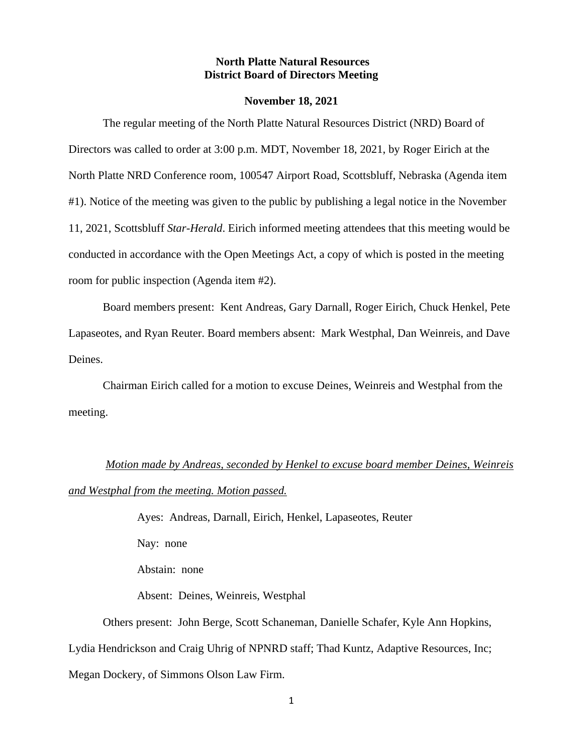**North Platte Natural Resources**
**District Board of Directors Meeting**

**November 18, 2021**

The regular meeting of the North Platte Natural Resources District (NRD) Board of Directors was called to order at 3:00 p.m. MDT, November 18, 2021, by Roger Eirich at the North Platte NRD Conference room, 100547 Airport Road, Scottsbluff, Nebraska (Agenda item #1). Notice of the meeting was given to the public by publishing a legal notice in the November 11, 2021, Scottsbluff *Star-Herald*. Eirich informed meeting attendees that this meeting would be conducted in accordance with the Open Meetings Act, a copy of which is posted in the meeting room for public inspection (Agenda item #2).

Board members present: Kent Andreas, Gary Darnall, Roger Eirich, Chuck Henkel, Pete Lapaseotes, and Ryan Reuter. Board members absent: Mark Westphal, Dan Weinreis, and Dave Deines.

Chairman Eirich called for a motion to excuse Deines, Weinreis and Westphal from the meeting.

*Motion made by Andreas, seconded by Henkel to excuse board member Deines, Weinreis and Westphal from the meeting. Motion passed.*

Ayes: Andreas, Darnall, Eirich, Henkel, Lapaseotes, Reuter

Nay: none

Abstain: none

Absent: Deines, Weinreis, Westphal

Others present: John Berge, Scott Schaneman, Danielle Schafer, Kyle Ann Hopkins, Lydia Hendrickson and Craig Uhrig of NPNRD staff; Thad Kuntz, Adaptive Resources, Inc; Megan Dockery, of Simmons Olson Law Firm.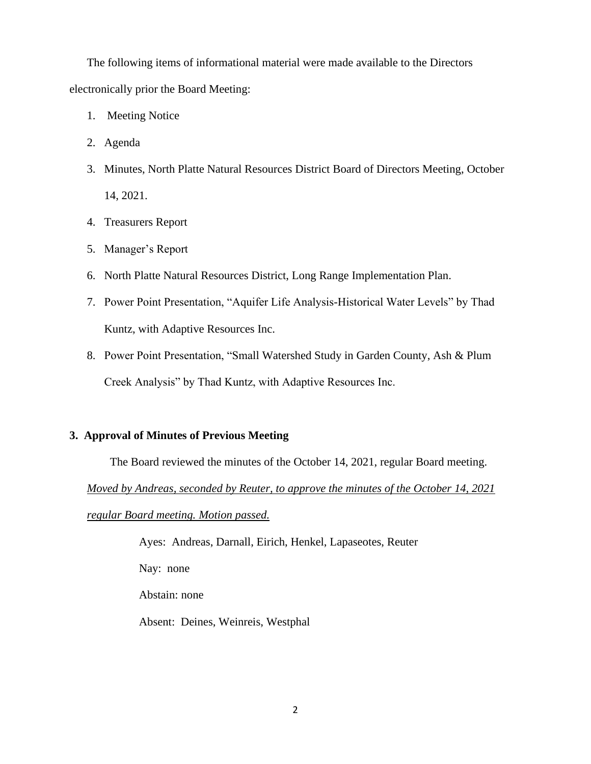The following items of informational material were made available to the Directors electronically prior the Board Meeting:

1. Meeting Notice
2. Agenda
3. Minutes, North Platte Natural Resources District Board of Directors Meeting, October 14, 2021.
4. Treasurers Report
5. Manager's Report
6. North Platte Natural Resources District, Long Range Implementation Plan.
7. Power Point Presentation, "Aquifer Life Analysis-Historical Water Levels" by Thad Kuntz, with Adaptive Resources Inc.
8. Power Point Presentation, "Small Watershed Study in Garden County, Ash & Plum Creek Analysis" by Thad Kuntz, with Adaptive Resources Inc.

### 3. Approval of Minutes of Previous Meeting

The Board reviewed the minutes of the October 14, 2021, regular Board meeting.

*Moved by Andreas, seconded by Reuter, to approve the minutes of the October 14, 2021 regular Board meeting. Motion passed.*

Ayes: Andreas, Darnall, Eirich, Henkel, Lapaseotes, Reuter

Nay: none

Abstain: none

Absent: Deines, Weinreis, Westphal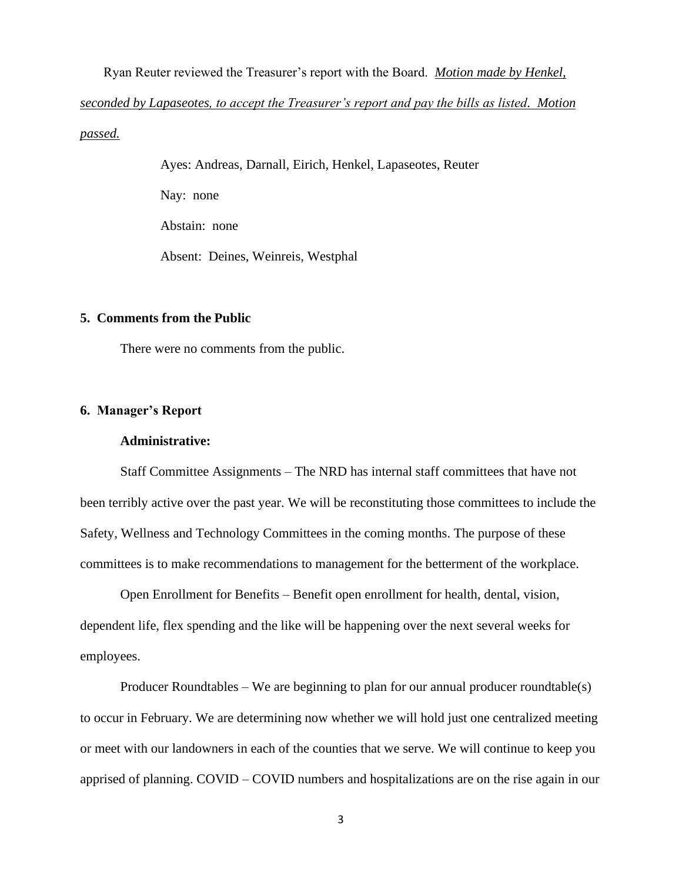Ryan Reuter reviewed the Treasurer's report with the Board. *<u>Motion made by Henkel, seconded by Lapaseotes, to accept the Treasurer's report and pay the bills as listed. Motion passed.</u>*

Ayes: Andreas, Darnall, Eirich, Henkel, Lapaseotes, Reuter

Nay: none

Abstain: none

Absent: Deines, Weinreis, Westphal

**5. Comments from the Public**

There were no comments from the public.

**6. Manager's Report**

**Administrative:**

Staff Committee Assignments – The NRD has internal staff committees that have not been terribly active over the past year. We will be reconstituting those committees to include the Safety, Wellness and Technology Committees in the coming months. The purpose of these committees is to make recommendations to management for the betterment of the workplace.

Open Enrollment for Benefits – Benefit open enrollment for health, dental, vision, dependent life, flex spending and the like will be happening over the next several weeks for employees.

Producer Roundtables – We are beginning to plan for our annual producer roundtable(s) to occur in February. We are determining now whether we will hold just one centralized meeting or meet with our landowners in each of the counties that we serve. We will continue to keep you apprised of planning. COVID – COVID numbers and hospitalizations are on the rise again in our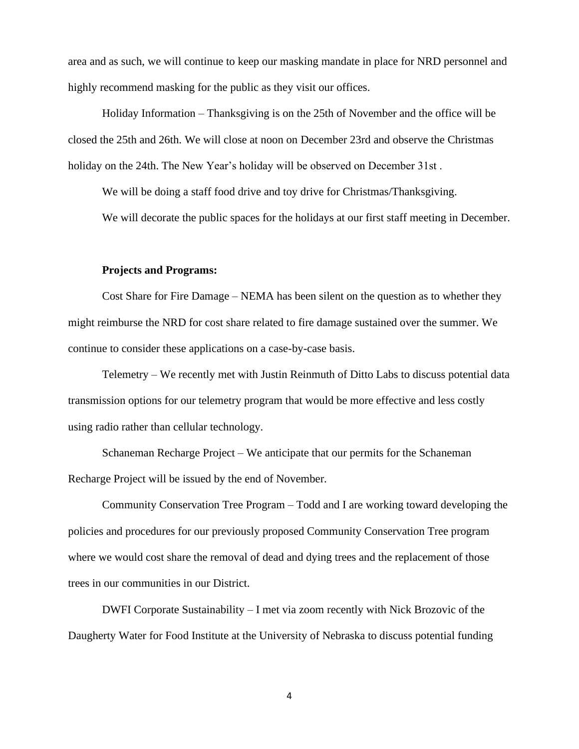area and as such, we will continue to keep our masking mandate in place for NRD personnel and highly recommend masking for the public as they visit our offices.

Holiday Information – Thanksgiving is on the 25th of November and the office will be closed the 25th and 26th. We will close at noon on December 23rd and observe the Christmas holiday on the 24th. The New Year's holiday will be observed on December 31st .

We will be doing a staff food drive and toy drive for Christmas/Thanksgiving.

We will decorate the public spaces for the holidays at our first staff meeting in December.

**Projects and Programs:**

Cost Share for Fire Damage – NEMA has been silent on the question as to whether they might reimburse the NRD for cost share related to fire damage sustained over the summer. We continue to consider these applications on a case-by-case basis.

Telemetry – We recently met with Justin Reinmuth of Ditto Labs to discuss potential data transmission options for our telemetry program that would be more effective and less costly using radio rather than cellular technology.

Schaneman Recharge Project – We anticipate that our permits for the Schaneman Recharge Project will be issued by the end of November.

Community Conservation Tree Program – Todd and I are working toward developing the policies and procedures for our previously proposed Community Conservation Tree program where we would cost share the removal of dead and dying trees and the replacement of those trees in our communities in our District.

DWFI Corporate Sustainability – I met via zoom recently with Nick Brozovic of the Daugherty Water for Food Institute at the University of Nebraska to discuss potential funding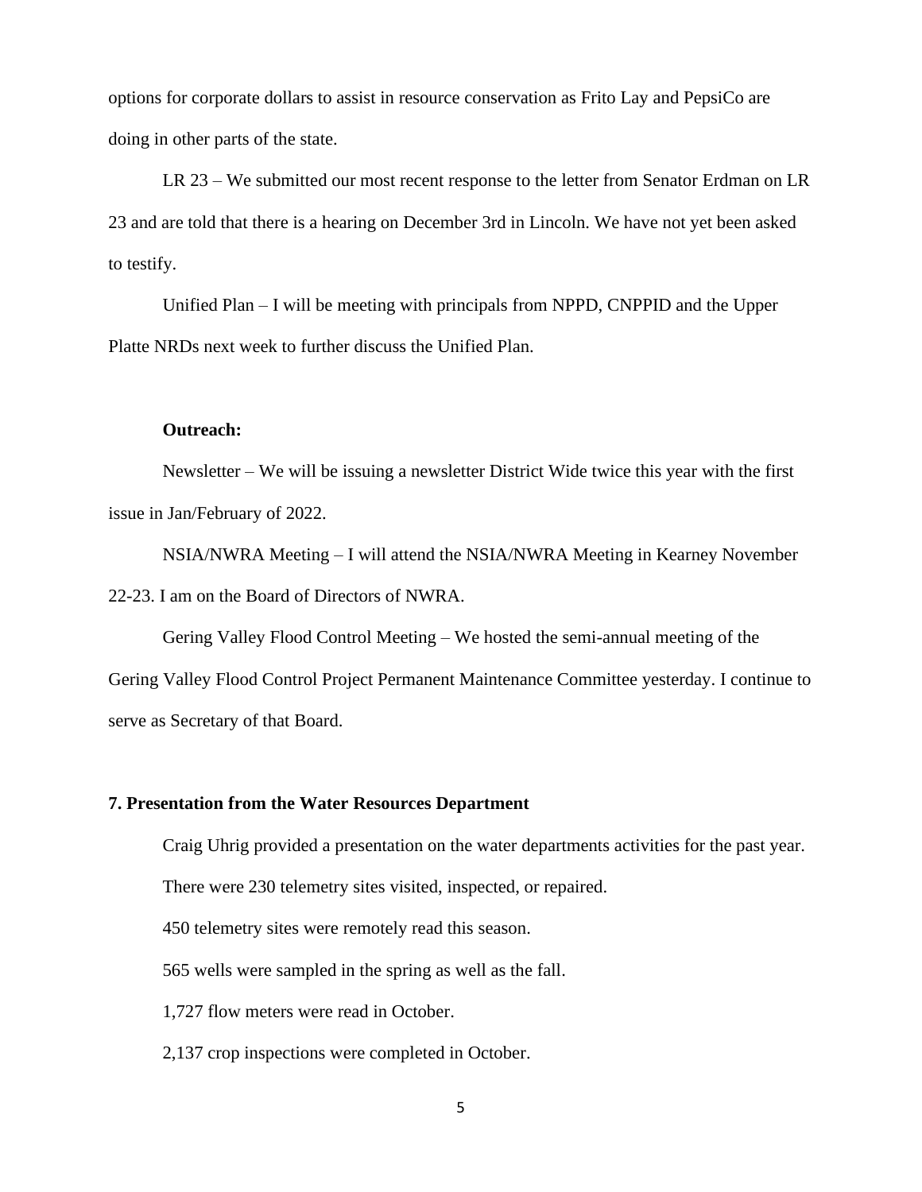options for corporate dollars to assist in resource conservation as Frito Lay and PepsiCo are doing in other parts of the state.

LR 23 – We submitted our most recent response to the letter from Senator Erdman on LR 23 and are told that there is a hearing on December 3rd in Lincoln. We have not yet been asked to testify.

Unified Plan – I will be meeting with principals from NPPD, CNPPID and the Upper Platte NRDs next week to further discuss the Unified Plan.

**Outreach:**

Newsletter – We will be issuing a newsletter District Wide twice this year with the first issue in Jan/February of 2022.

NSIA/NWRA Meeting – I will attend the NSIA/NWRA Meeting in Kearney November 22-23. I am on the Board of Directors of NWRA.

Gering Valley Flood Control Meeting – We hosted the semi-annual meeting of the Gering Valley Flood Control Project Permanent Maintenance Committee yesterday. I continue to serve as Secretary of that Board.

**7. Presentation from the Water Resources Department**

Craig Uhrig provided a presentation on the water departments activities for the past year.

There were 230 telemetry sites visited, inspected, or repaired.

450 telemetry sites were remotely read this season.

565 wells were sampled in the spring as well as the fall.

1,727 flow meters were read in October.

2,137 crop inspections were completed in October.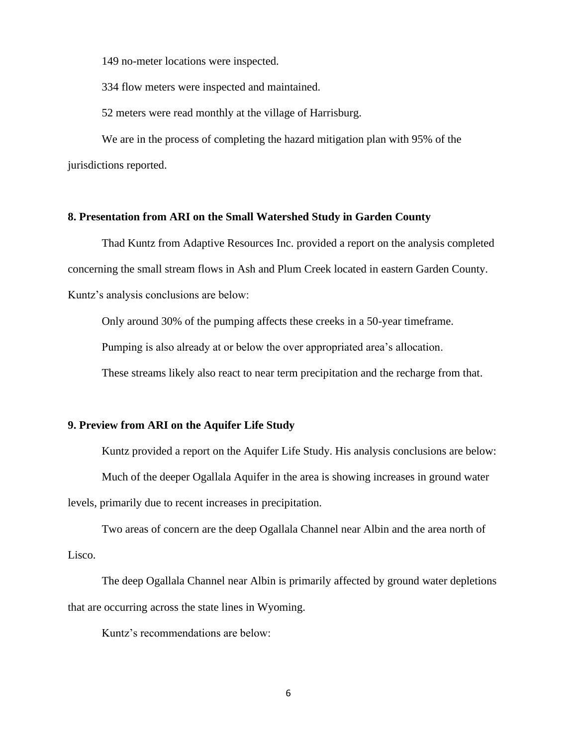149 no-meter locations were inspected.

334 flow meters were inspected and maintained.

52 meters were read monthly at the village of Harrisburg.

We are in the process of completing the hazard mitigation plan with 95% of the jurisdictions reported.

**8. Presentation from ARI on the Small Watershed Study in Garden County**

Thad Kuntz from Adaptive Resources Inc. provided a report on the analysis completed concerning the small stream flows in Ash and Plum Creek located in eastern Garden County. Kuntz's analysis conclusions are below:

Only around 30% of the pumping affects these creeks in a 50-year timeframe.

Pumping is also already at or below the over appropriated area's allocation.

These streams likely also react to near term precipitation and the recharge from that.

**9. Preview from ARI on the Aquifer Life Study**

Kuntz provided a report on the Aquifer Life Study. His analysis conclusions are below:

Much of the deeper Ogallala Aquifer in the area is showing increases in ground water levels, primarily due to recent increases in precipitation.

Two areas of concern are the deep Ogallala Channel near Albin and the area north of Lisco.

The deep Ogallala Channel near Albin is primarily affected by ground water depletions that are occurring across the state lines in Wyoming.

Kuntz's recommendations are below: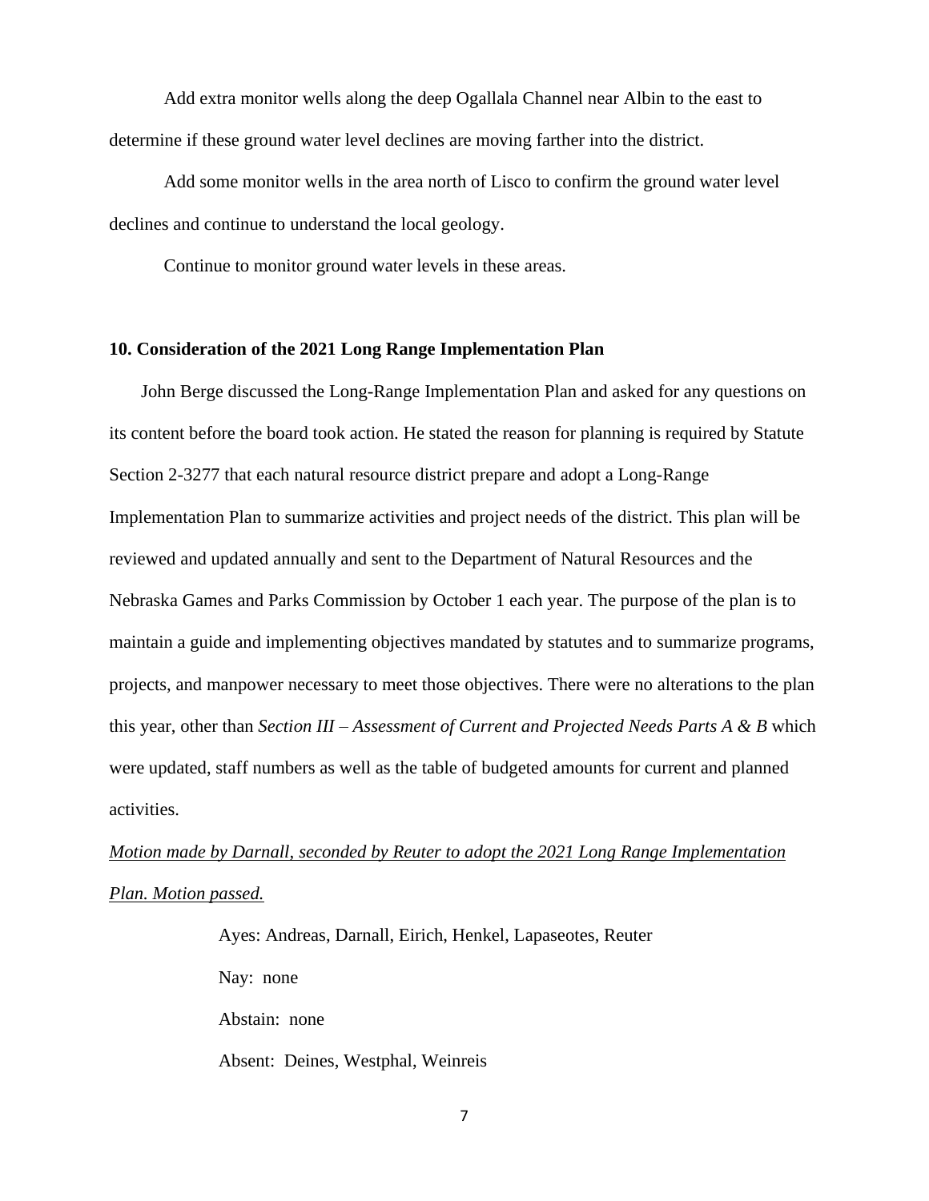Add extra monitor wells along the deep Ogallala Channel near Albin to the east to determine if these ground water level declines are moving farther into the district.

Add some monitor wells in the area north of Lisco to confirm the ground water level declines and continue to understand the local geology.

Continue to monitor ground water levels in these areas.

**10. Consideration of the 2021 Long Range Implementation Plan**

John Berge discussed the Long-Range Implementation Plan and asked for any questions on its content before the board took action. He stated the reason for planning is required by Statute Section 2-3277 that each natural resource district prepare and adopt a Long-Range Implementation Plan to summarize activities and project needs of the district. This plan will be reviewed and updated annually and sent to the Department of Natural Resources and the Nebraska Games and Parks Commission by October 1 each year. The purpose of the plan is to maintain a guide and implementing objectives mandated by statutes and to summarize programs, projects, and manpower necessary to meet those objectives. There were no alterations to the plan this year, other than *Section III – Assessment of Current and Projected Needs Parts A & B* which were updated, staff numbers as well as the table of budgeted amounts for current and planned activities.

*Motion made by Darnall, seconded by Reuter to adopt the 2021 Long Range Implementation Plan. Motion passed.*

Ayes: Andreas, Darnall, Eirich, Henkel, Lapaseotes, Reuter

Nay: none

Abstain: none

Absent: Deines, Westphal, Weinreis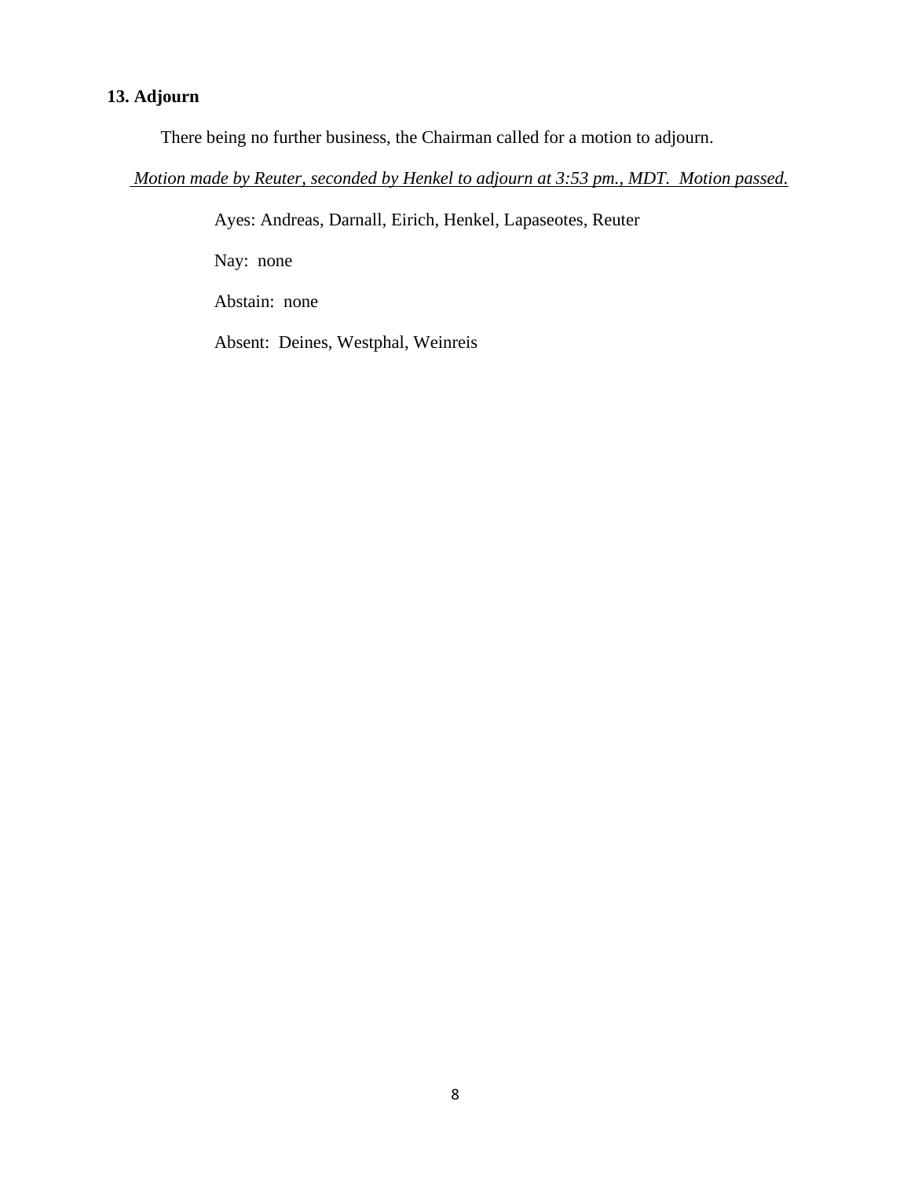## 13. Adjourn

There being no further business, the Chairman called for a motion to adjourn.

*Motion made by Reuter, seconded by Henkel to adjourn at 3:53 pm., MDT. Motion passed.*

Ayes: Andreas, Darnall, Eirich, Henkel, Lapaseotes, Reuter

Nay: none

Abstain: none

Absent: Deines, Westphal, Weinreis